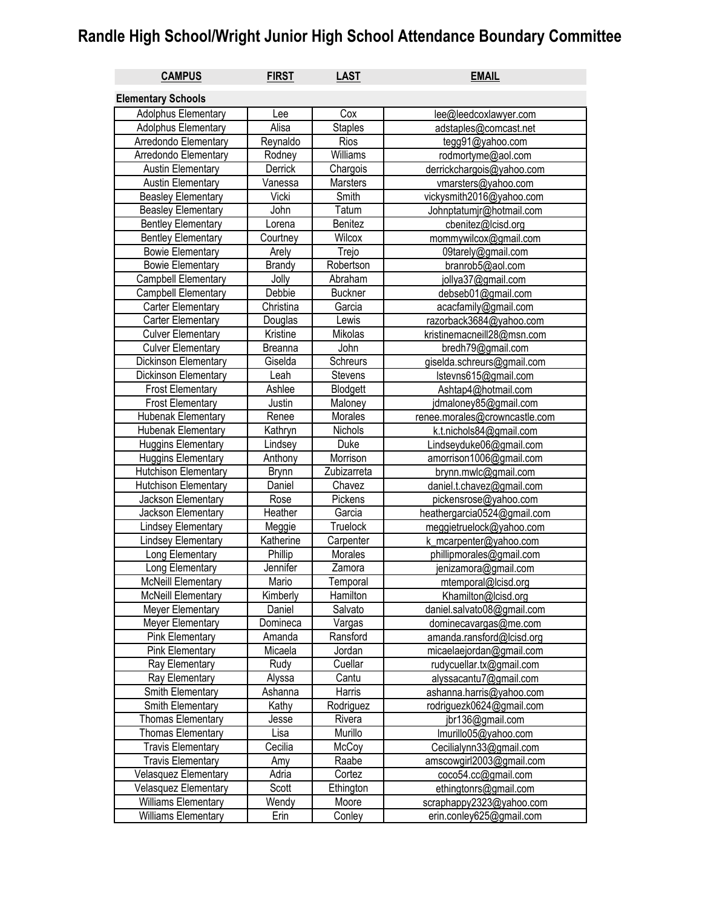# Randle High School/Wright Junior High School Attendance Boundary Committee

| CAMPUS | FIRST | LAST | EMAIL |
|---|---|---|---|
| **Elementary Schools** | | | |
| Adolphus Elementary | Lee | Cox | lee@leedcoxlawyer.com |
| Adolphus Elementary | Alisa | Staples | adstaples@comcast.net |
| Arredondo Elementary | Reynaldo | Rios | tegg91@yahoo.com |
| Arredondo Elementary | Rodney | Williams | rodmortyme@aol.com |
| Austin Elementary | Derrick | Chargois | derrickchargois@yahoo.com |
| Austin Elementary | Vanessa | Marsters | vmarsters@yahoo.com |
| Beasley Elementary | Vicki | Smith | vickysmith2016@yahoo.com |
| Beasley Elementary | John | Tatum | Johnptatumjr@hotmail.com |
| Bentley Elementary | Lorena | Benitez | cbenitez@lcisd.org |
| Bentley Elementary | Courtney | Wilcox | mommywilcox@gmail.com |
| Bowie Elementary | Arely | Trejo | 09tarely@gmail.com |
| Bowie Elementary | Brandy | Robertson | branrob5@aol.com |
| Campbell Elementary | Jolly | Abraham | jollya37@gmail.com |
| Campbell Elementary | Debbie | Buckner | debseb01@gmail.com |
| Carter Elementary | Christina | Garcia | acacfamily@gmail.com |
| Carter Elementary | Douglas | Lewis | razorback3684@yahoo.com |
| Culver Elementary | Kristine | Mikolas | kristinemacneill28@msn.com |
| Culver Elementary | Breanna | John | bredh79@gmail.com |
| Dickinson Elementary | Giselda | Schreurs | giselda.schreurs@gmail.com |
| Dickinson Elementary | Leah | Stevens | lstevns615@gmail.com |
| Frost Elementary | Ashlee | Blodgett | Ashtap4@hotmail.com |
| Frost Elementary | Justin | Maloney | jdmaloney85@gmail.com |
| Hubenak Elementary | Renee | Morales | renee.morales@crowncastle.com |
| Hubenak Elementary | Kathryn | Nichols | k.t.nichols84@gmail.com |
| Huggins Elementary | Lindsey | Duke | Lindseyduke06@gmail.com |
| Huggins Elementary | Anthony | Morrison | amorrison1006@gmail.com |
| Hutchison Elementary | Brynn | Zubizarreta | brynn.mwlc@gmail.com |
| Hutchison Elementary | Daniel | Chavez | daniel.t.chavez@gmail.com |
| Jackson Elementary | Rose | Pickens | pickensrose@yahoo.com |
| Jackson Elementary | Heather | Garcia | heathergarcia0524@gmail.com |
| Lindsey Elementary | Meggie | Truelock | meggietruelock@yahoo.com |
| Lindsey Elementary | Katherine | Carpenter | k_mcarpenter@yahoo.com |
| Long Elementary | Phillip | Morales | phillipmorales@gmail.com |
| Long Elementary | Jennifer | Zamora | jenizamora@gmail.com |
| McNeill Elementary | Mario | Temporal | mtemporal@lcisd.org |
| McNeill Elementary | Kimberly | Hamilton | Khamilton@lcisd.org |
| Meyer Elementary | Daniel | Salvato | daniel.salvato08@gmail.com |
| Meyer Elementary | Domineca | Vargas | dominecavargas@me.com |
| Pink Elementary | Amanda | Ransford | amanda.ransford@lcisd.org |
| Pink Elementary | Micaela | Jordan | micaelaejordan@gmail.com |
| Ray Elementary | Rudy | Cuellar | rudycuellar.tx@gmail.com |
| Ray Elementary | Alyssa | Cantu | alyssacantu7@gmail.com |
| Smith Elementary | Ashanna | Harris | ashanna.harris@yahoo.com |
| Smith Elementary | Kathy | Rodriguez | rodriguezk0624@gmail.com |
| Thomas Elementary | Jesse | Rivera | jbr136@gmail.com |
| Thomas Elementary | Lisa | Murillo | lmurillo05@yahoo.com |
| Travis Elementary | Cecilia | McCoy | Cecilialynn33@gmail.com |
| Travis Elementary | Amy | Raabe | amscowgirl2003@gmail.com |
| Velasquez Elementary | Adria | Cortez | coco54.cc@gmail.com |
| Velasquez Elementary | Scott | Ethington | ethingtonrs@gmail.com |
| Williams Elementary | Wendy | Moore | scraphappy2323@yahoo.com |
| Williams Elementary | Erin | Conley | erin.conley625@gmail.com |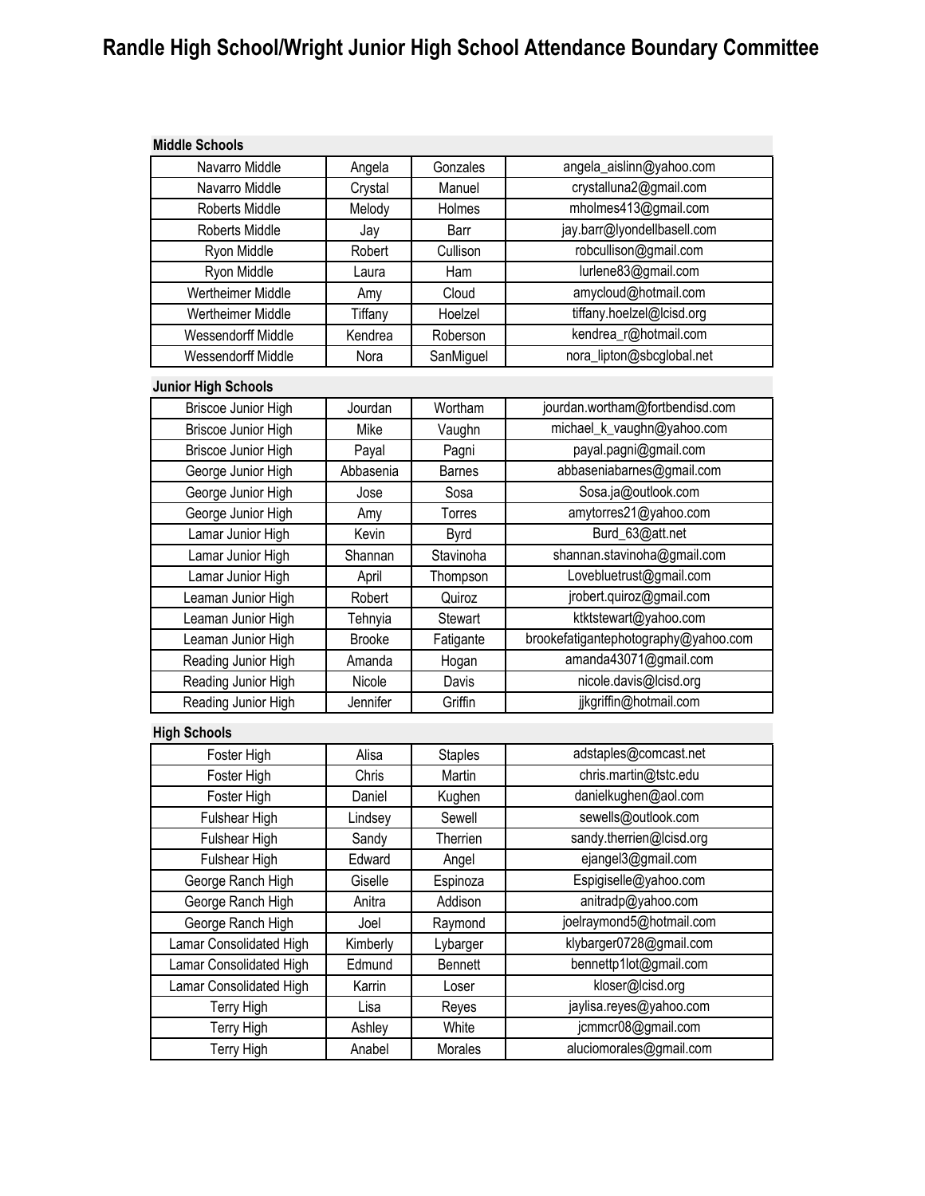# Randle High School/Wright Junior High School Attendance Boundary Committee

**Middle Schools**

| | | | |
|---|---|---|---|
| Navarro Middle | Angela | Gonzales | angela_aislinn@yahoo.com |
| Navarro Middle | Crystal | Manuel | crystalluna2@gmail.com |
| Roberts Middle | Melody | Holmes | mholmes413@gmail.com |
| Roberts Middle | Jay | Barr | jay.barr@lyondellbasell.com |
| Ryon Middle | Robert | Cullison | robcullison@gmail.com |
| Ryon Middle | Laura | Ham | lurlene83@gmail.com |
| Wertheimer Middle | Amy | Cloud | amycloud@hotmail.com |
| Wertheimer Middle | Tiffany | Hoelzel | tiffany.hoelzel@lcisd.org |
| Wessendorff Middle | Kendrea | Roberson | kendrea_r@hotmail.com |
| Wessendorff Middle | Nora | SanMiguel | nora_lipton@sbcglobal.net |

**Junior High Schools**

| | | | |
|---|---|---|---|
| Briscoe Junior High | Jourdan | Wortham | jourdan.wortham@fortbendisd.com |
| Briscoe Junior High | Mike | Vaughn | michael_k_vaughn@yahoo.com |
| Briscoe Junior High | Payal | Pagni | payal.pagni@gmail.com |
| George Junior High | Abbasenia | Barnes | abbaseniabarnes@gmail.com |
| George Junior High | Jose | Sosa | Sosa.ja@outlook.com |
| George Junior High | Amy | Torres | amytorres21@yahoo.com |
| Lamar Junior High | Kevin | Byrd | Burd_63@att.net |
| Lamar Junior High | Shannan | Stavinoha | shannan.stavinoha@gmail.com |
| Lamar Junior High | April | Thompson | Lovebluetrust@gmail.com |
| Leaman Junior High | Robert | Quiroz | jrobert.quiroz@gmail.com |
| Leaman Junior High | Tehnyia | Stewart | ktktstewart@yahoo.com |
| Leaman Junior High | Brooke | Fatigante | brookefatigantephotography@yahoo.com |
| Reading Junior High | Amanda | Hogan | amanda43071@gmail.com |
| Reading Junior High | Nicole | Davis | nicole.davis@lcisd.org |
| Reading Junior High | Jennifer | Griffin | jjkgriffin@hotmail.com |

**High Schools**

| | | | |
|---|---|---|---|
| Foster High | Alisa | Staples | adstaples@comcast.net |
| Foster High | Chris | Martin | chris.martin@tstc.edu |
| Foster High | Daniel | Kughen | danielkughen@aol.com |
| Fulshear High | Lindsey | Sewell | sewells@outlook.com |
| Fulshear High | Sandy | Therrien | sandy.therrien@lcisd.org |
| Fulshear High | Edward | Angel | ejangel3@gmail.com |
| George Ranch High | Giselle | Espinoza | Espigiselle@yahoo.com |
| George Ranch High | Anitra | Addison | anitradp@yahoo.com |
| George Ranch High | Joel | Raymond | joelraymond5@hotmail.com |
| Lamar Consolidated High | Kimberly | Lybarger | klybarger0728@gmail.com |
| Lamar Consolidated High | Edmund | Bennett | bennettp1lot@gmail.com |
| Lamar Consolidated High | Karrin | Loser | kloser@lcisd.org |
| Terry High | Lisa | Reyes | jaylisa.reyes@yahoo.com |
| Terry High | Ashley | White | jcmmcr08@gmail.com |
| Terry High | Anabel | Morales | aluciomorales@gmail.com |